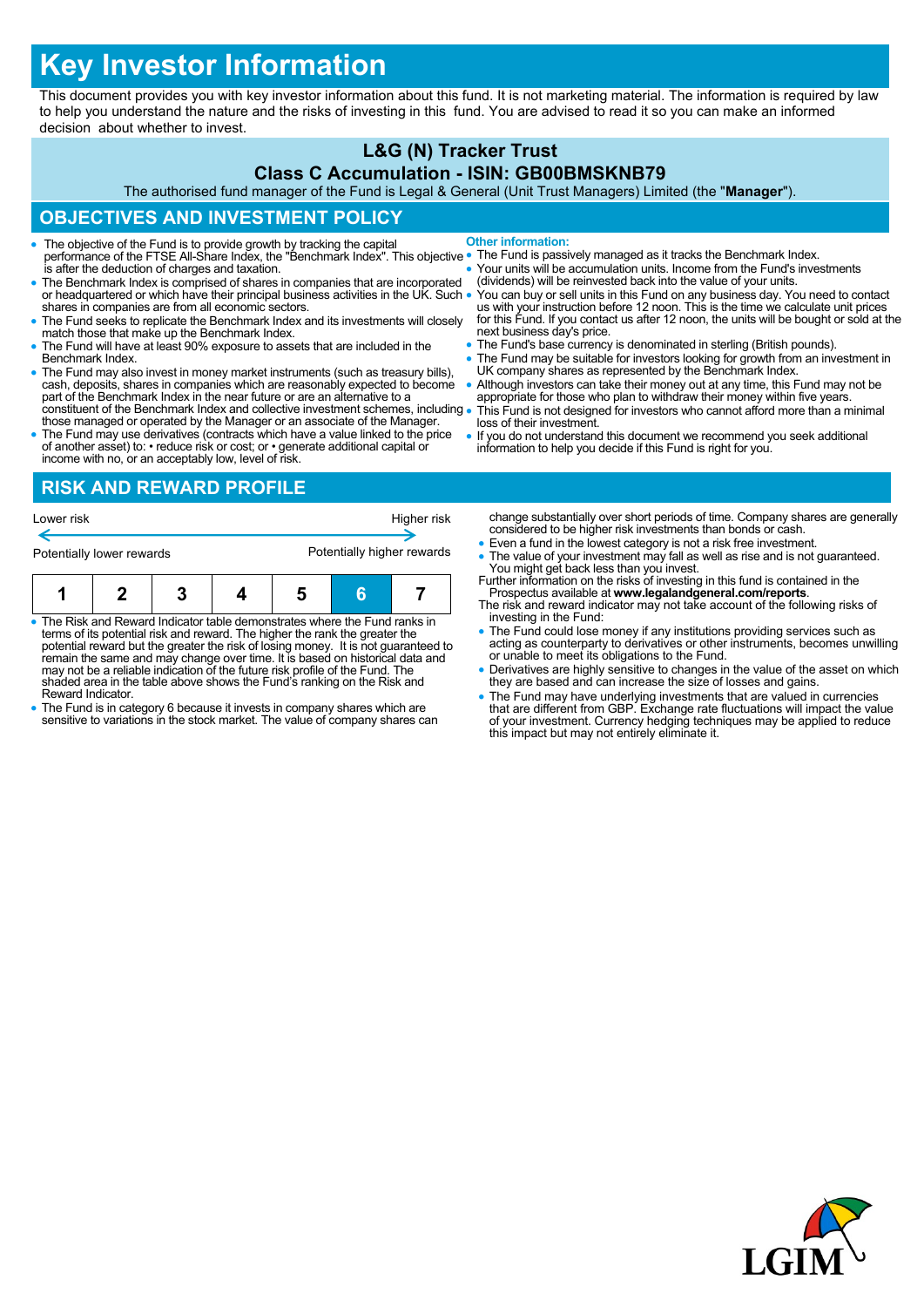# Key Investor Information

This document provides you with key investor information about this fund. It is not marketing material. The information is required by law to help you understand the nature and the risks of investing in this fund. You are advised to read it so you can make an informed decision about whether to invest.

## L&G (N) Tracker Trust

### Class C Accumulation - ISIN: GB00BMSKNB79

The authorised fund manager of the Fund is Legal & General (Unit Trust Managers) Limited (the "**Manager**").

## OBJECTIVES AND INVESTMENT POLICY

- The objective of the Fund is to provide growth by tracking the capital performance of the FTSE All-Share Index, the "Benchmark Index". This objective is after the deduction of charges and taxation.
- The Benchmark Index is comprised of shares in companies that are incorporated or headquartered or which have their principal business activities in the UK. Such shares in companies are from all economic sectors.
- The Fund seeks to replicate the Benchmark Index and its investments will closely match those that make up the Benchmark Index.
- The Fund will have at least 90% exposure to assets that are included in the Benchmark Index.
- The Fund may also invest in money market instruments (such as treasury bills), cash, deposits, shares in companies which are reasonably expected to become part of the Benchmark Index in the near future or are an alternative to a constituent of the Benchmark Index and collective investment schemes, including those managed or operated by the Manager or an associate of the Manager.
- The Fund may use derivatives (contracts which have a value linked to the price of another asset) to: • reduce risk or cost; or • generate additional capital or income with no, or an acceptably low, level of risk.

**Other information:**

- The Fund is passively managed as it tracks the Benchmark Index.
- Your units will be accumulation units. Income from the Fund's investments (dividends) will be reinvested back into the value of your units.
- You can buy or sell units in this Fund on any business day. You need to contact us with your instruction before 12 noon. This is the time we calculate unit prices for this Fund. If you contact us after 12 noon, the units will be bought or sold at the next business day's price.
- The Fund's base currency is denominated in sterling (British pounds).
- The Fund may be suitable for investors looking for growth from an investment in UK company shares as represented by the Benchmark Index.
- Although investors can take their money out at any time, this Fund may not be appropriate for those who plan to withdraw their money within five years.
- This Fund is not designed for investors who cannot afford more than a minimal loss of their investment.
- If you do not understand this document we recommend you seek additional information to help you decide if this Fund is right for you.

## RISK AND REWARD PROFILE

| Lower risk | | | | | | Higher risk |
|---|---|---|---|---|---|---|
| Potentially lower rewards | | | | | | Potentially higher rewards |
| 1 | 2 | 3 | 4 | 5 | **6** | 7 |

- The Risk and Reward Indicator table demonstrates where the Fund ranks in terms of its potential risk and reward. The higher the rank the greater the potential reward but the greater the risk of losing money. It is not guaranteed to remain the same and may change over time. It is based on historical data and may not be a reliable indication of the future risk profile of the Fund. The shaded area in the table above shows the Fund's ranking on the Risk and Reward Indicator.
- The Fund is in category 6 because it invests in company shares which are sensitive to variations in the stock market. The value of company shares can change substantially over short periods of time. Company shares are generally considered to be higher risk investments than bonds or cash.
- Even a fund in the lowest category is not a risk free investment.
- The value of your investment may fall as well as rise and is not guaranteed. You might get back less than you invest.

Further information on the risks of investing in this fund is contained in the Prospectus available at **www.legalandgeneral.com/reports**.

The risk and reward indicator may not take account of the following risks of investing in the Fund:

- The Fund could lose money if any institutions providing services such as acting as counterparty to derivatives or other instruments, becomes unwilling or unable to meet its obligations to the Fund.
- Derivatives are highly sensitive to changes in the value of the asset on which they are based and can increase the size of losses and gains.
- The Fund may have underlying investments that are valued in currencies that are different from GBP. Exchange rate fluctuations will impact the value of your investment. Currency hedging techniques may be applied to reduce this impact but may not entirely eliminate it.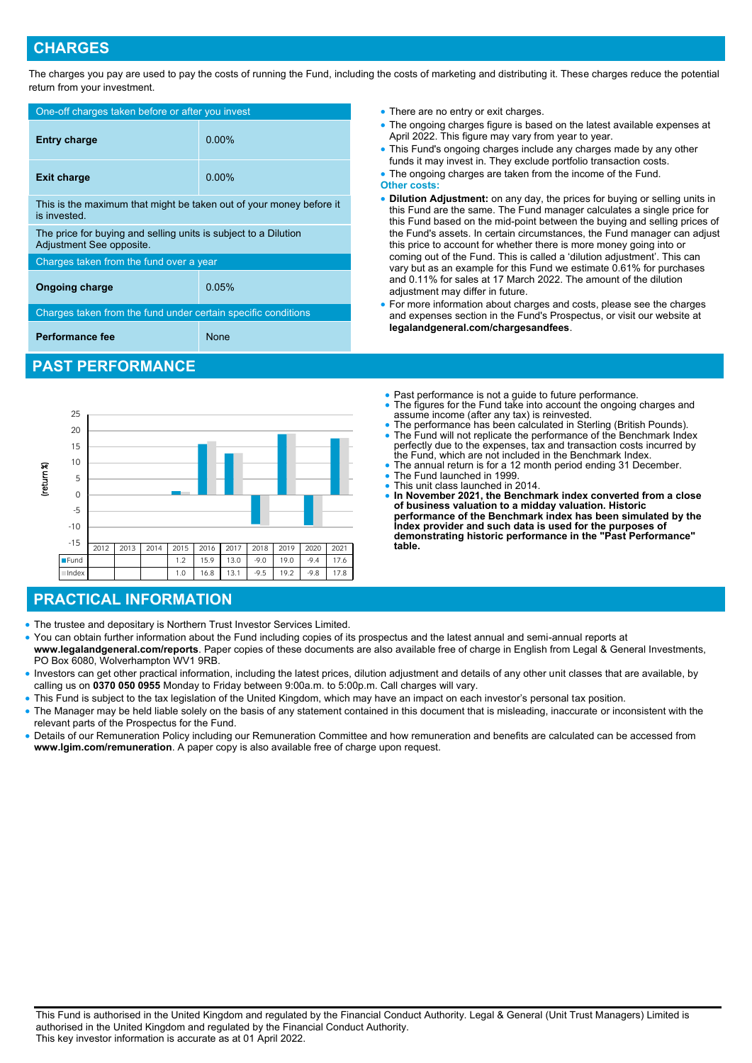## CHARGES

The charges you pay are used to pay the costs of running the Fund, including the costs of marketing and distributing it. These charges reduce the potential return from your investment.

| | |
|---|---|
| One-off charges taken before or after you invest | |
| **Entry charge** | 0.00% |
| **Exit charge** | 0.00% |
| This is the maximum that might be taken out of your money before it is invested. | |
| The price for buying and selling units is subject to a Dilution Adjustment See opposite. | |
| Charges taken from the fund over a year | |
| **Ongoing charge** | 0.05% |
| Charges taken from the fund under certain specific conditions | |
| **Performance fee** | None |

- There are no entry or exit charges.
- The ongoing charges figure is based on the latest available expenses at April 2022. This figure may vary from year to year.
- This Fund's ongoing charges include any charges made by any other funds it may invest in. They exclude portfolio transaction costs.
- The ongoing charges are taken from the income of the Fund.

**Other costs:**

- **Dilution Adjustment:** on any day, the prices for buying or selling units in this Fund are the same. The Fund manager calculates a single price for this Fund based on the mid-point between the buying and selling prices of the Fund's assets. In certain circumstances, the Fund manager can adjust this price to account for whether there is more money going into or coming out of the Fund. This is called a 'dilution adjustment'. This can vary but as an example for this Fund we estimate 0.61% for purchases and 0.11% for sales at 17 March 2022. The amount of the dilution adjustment may differ in future.
- For more information about charges and costs, please see the charges and expenses section in the Fund's Prospectus, or visit our website at **legalandgeneral.com/chargesandfees**.

## PAST PERFORMANCE

(return %)

25
20
15
10
5
0
-5
-10
-15

2012 2013 2014 2015 2016 2017 2018 2019 2020 2021

Fund: 1.2 15.9 13.0 -9.0 19.0 -9.4 17.6

Index: 1.0 16.8 13.1 -9.5 19.2 -9.8 17.8

- Past performance is not a guide to future performance.
- The figures for the Fund take into account the ongoing charges and assume income (after any tax) is reinvested.
- The performance has been calculated in Sterling (British Pounds).
- The Fund will not replicate the performance of the Benchmark Index perfectly due to the expenses, tax and transaction costs incurred by the Fund, which are not included in the Benchmark Index.
- The annual return is for a 12 month period ending 31 December.
- The Fund launched in 1999.
- This unit class launched in 2014.
- **In November 2021, the Benchmark index converted from a close of business valuation to a midday valuation. Historic performance of the Benchmark index has been simulated by the Index provider and such data is used for the purposes of demonstrating historic performance in the "Past Performance" table.**

## PRACTICAL INFORMATION

- The trustee and depositary is Northern Trust Investor Services Limited.
- You can obtain further information about the Fund including copies of its prospectus and the latest annual and semi-annual reports at **www.legalandgeneral.com/reports**. Paper copies of these documents are also available free of charge in English from Legal & General Investments, PO Box 6080, Wolverhampton WV1 9RB.
- Investors can get other practical information, including the latest prices, dilution adjustment and details of any other unit classes that are available, by calling us on **0370 050 0955** Monday to Friday between 9:00a.m. to 5:00p.m. Call charges will vary.
- This Fund is subject to the tax legislation of the United Kingdom, which may have an impact on each investor's personal tax position.
- The Manager may be held liable solely on the basis of any statement contained in this document that is misleading, inaccurate or inconsistent with the relevant parts of the Prospectus for the Fund.
- Details of our Remuneration Policy including our Remuneration Committee and how remuneration and benefits are calculated can be accessed from **www.lgim.com/remuneration**. A paper copy is also available free of charge upon request.

This Fund is authorised in the United Kingdom and regulated by the Financial Conduct Authority. Legal & General (Unit Trust Managers) Limited is authorised in the United Kingdom and regulated by the Financial Conduct Authority.
This key investor information is accurate as at 01 April 2022.